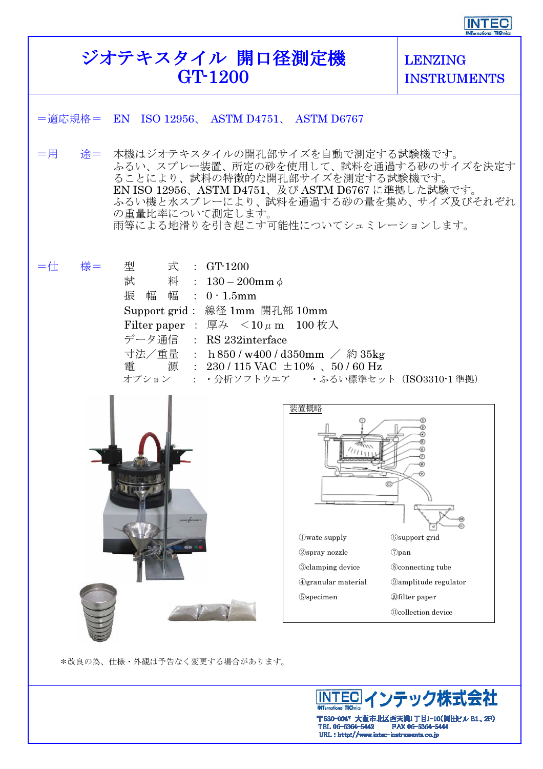# ジオテキスタイル 開口径測定機 GT-1200

LENZING INSTRUMENTS

＝適応規格＝　EN　ISO 12956、 ASTM D4751、 ASTM D6767

＝用　　途＝　本機はジオテキスタイルの開孔部サイズを自動で測定する試験機です。
ふるい、スプレー装置、所定の砂を使用して、試料を通過する砂のサイズを決定することにより、試料の特徴的な開孔部サイズを測定する試験機です。
EN ISO 12956、ASTM D4751、及び ASTM D6767 に準拠した試験です。
ふるい機と水スプレーにより、試料を通過する砂の量を集め、サイズ及びそれぞれの重量比率について測定します。
雨等による地滑りを引き起こす可能性についてシュミレーションします。

＝仕　　様＝

| | | |
|---|---|---|
| 型　　式 | ： | GT-1200 |
| 試　　料 | ： | 130 – 200mm φ |
| 振　幅　幅 | ： | 0 - 1.5mm |
| Support grid | ： | 線径 1mm　開孔部 10mm |
| Filter paper | ： | 厚み　＜10μｍ　100 枚入 |
| データ通信 | ： | RS 232interface |
| 寸法／重量 | ： | h 850 / w400 / d350mm　／　約 35kg |
| 電　　源 | ： | 230 / 115 VAC　±10%　、50 / 60 Hz |
| オプション | ： | ・分析ソフトウエア　　・ふるい標準セット（ISO3310-1 準拠） |

装置概略

①wate supply
②spray nozzle
③clamping device
④granular material
⑤specimen
⑥support grid
⑦pan
⑧connecting tube
⑨amplitude regulator
⑩filter paper
⑪collection device

＊改良の為、仕様・外観は予告なく変更する場合があります。

INTEC インテック株式会社
〒530-0047　大阪市北区西天満1丁目1-10(岡田ビル B1、2F)
TEL 06-6364-5442　　FAX 06-6364-5444
URL : http://www.intec-instruments.co.jp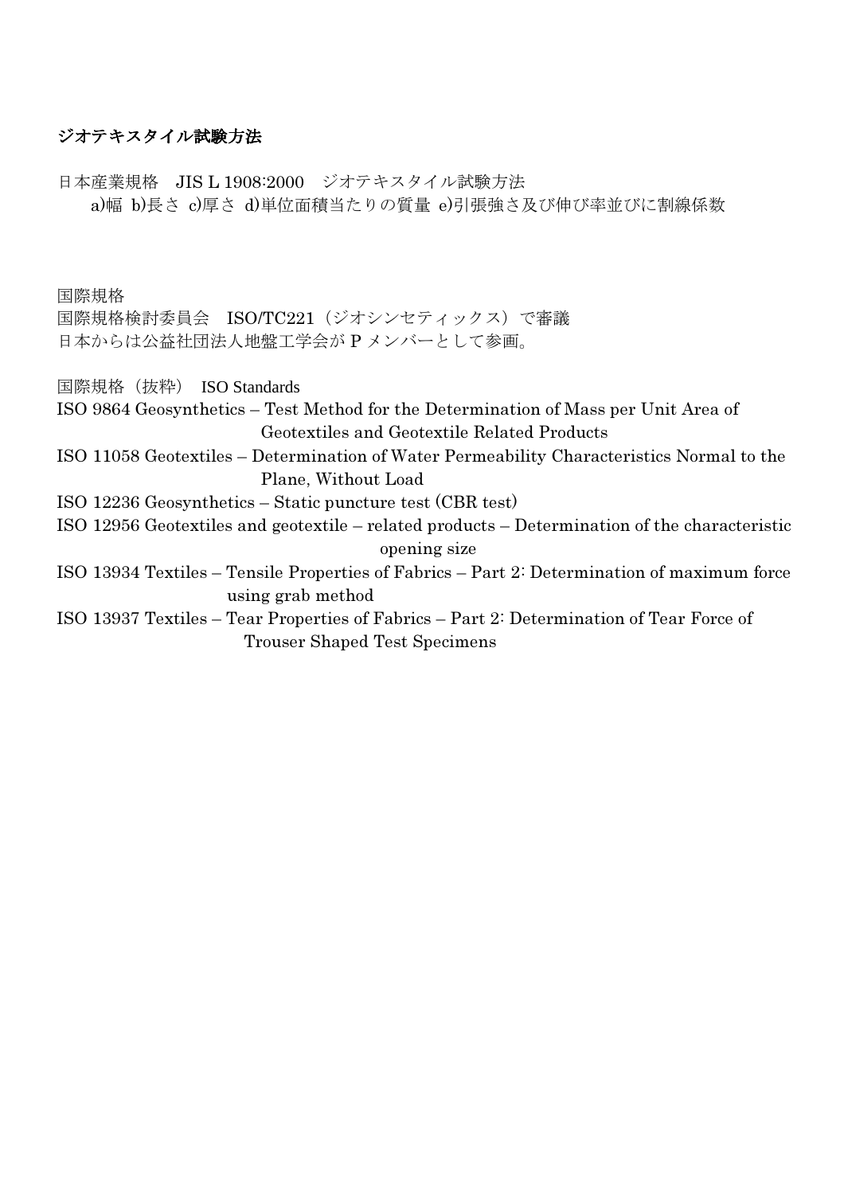**ジオテキスタイル試験方法**

日本産業規格　JIS L 1908:2000　ジオテキスタイル試験方法

a)幅 b)長さ c)厚さ d)単位面積当たりの質量 e)引張強さ及び伸び率並びに割線係数

国際規格

国際規格検討委員会　ISO/TC221（ジオシンセティックス）で審議

日本からは公益社団法人地盤工学会が P メンバーとして参画。

国際規格（抜粋） ISO Standards

ISO 9864 Geosynthetics – Test Method for the Determination of Mass per Unit Area of Geotextiles and Geotextile Related Products

ISO 11058 Geotextiles – Determination of Water Permeability Characteristics Normal to the Plane, Without Load

ISO 12236 Geosynthetics – Static puncture test (CBR test)

ISO 12956 Geotextiles and geotextile – related products – Determination of the characteristic opening size

ISO 13934 Textiles – Tensile Properties of Fabrics – Part 2: Determination of maximum force using grab method

ISO 13937 Textiles – Tear Properties of Fabrics – Part 2: Determination of Tear Force of Trouser Shaped Test Specimens